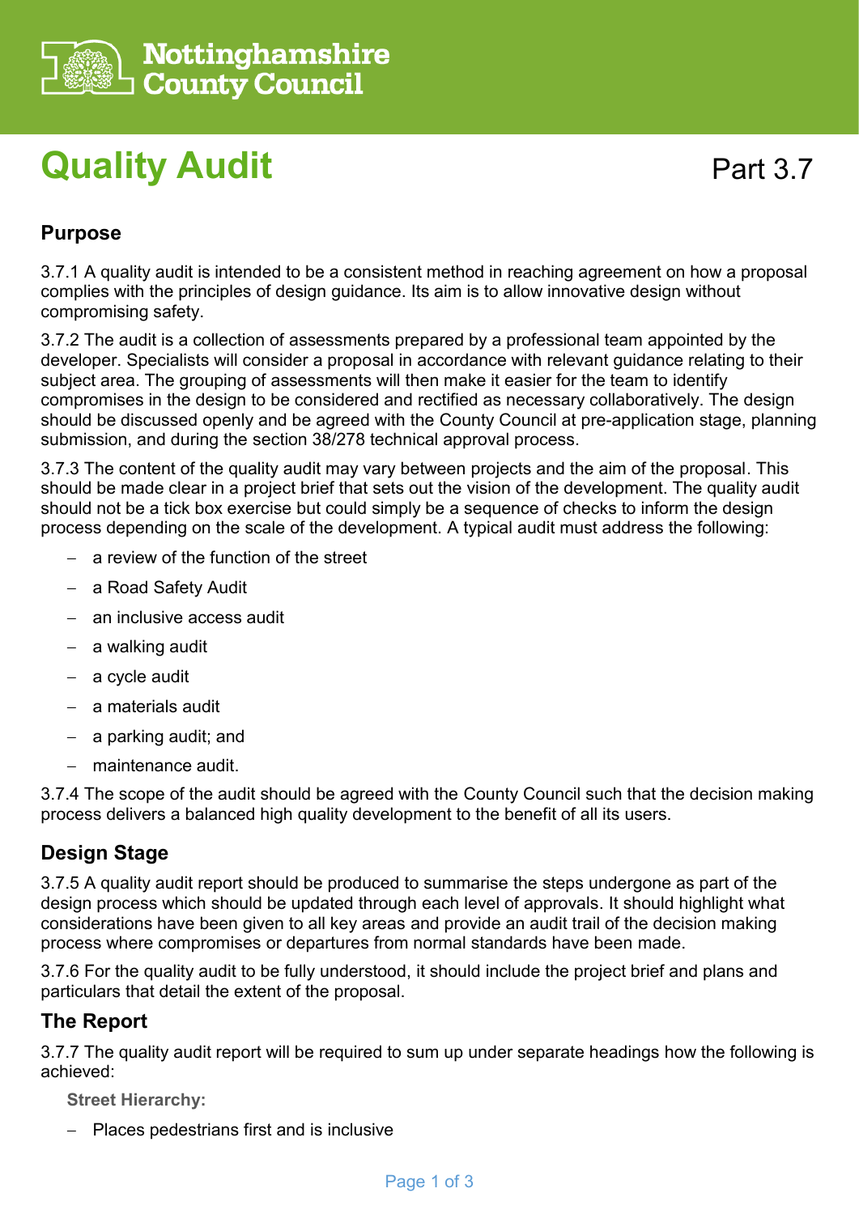Nottinghamshire County Council

# Quality Audit

Part 3.7

## Purpose

3.7.1 A quality audit is intended to be a consistent method in reaching agreement on how a proposal complies with the principles of design guidance. Its aim is to allow innovative design without compromising safety.

3.7.2 The audit is a collection of assessments prepared by a professional team appointed by the developer. Specialists will consider a proposal in accordance with relevant guidance relating to their subject area. The grouping of assessments will then make it easier for the team to identify compromises in the design to be considered and rectified as necessary collaboratively. The design should be discussed openly and be agreed with the County Council at pre-application stage, planning submission, and during the section 38/278 technical approval process.

3.7.3 The content of the quality audit may vary between projects and the aim of the proposal. This should be made clear in a project brief that sets out the vision of the development. The quality audit should not be a tick box exercise but could simply be a sequence of checks to inform the design process depending on the scale of the development. A typical audit must address the following:

- a review of the function of the street
- a Road Safety Audit
- an inclusive access audit
- a walking audit
- a cycle audit
- a materials audit
- a parking audit; and
- maintenance audit.

3.7.4 The scope of the audit should be agreed with the County Council such that the decision making process delivers a balanced high quality development to the benefit of all its users.

## Design Stage

3.7.5 A quality audit report should be produced to summarise the steps undergone as part of the design process which should be updated through each level of approvals. It should highlight what considerations have been given to all key areas and provide an audit trail of the decision making process where compromises or departures from normal standards have been made.

3.7.6 For the quality audit to be fully understood, it should include the project brief and plans and particulars that detail the extent of the proposal.

## The Report

3.7.7 The quality audit report will be required to sum up under separate headings how the following is achieved:

**Street Hierarchy:**

- Places pedestrians first and is inclusive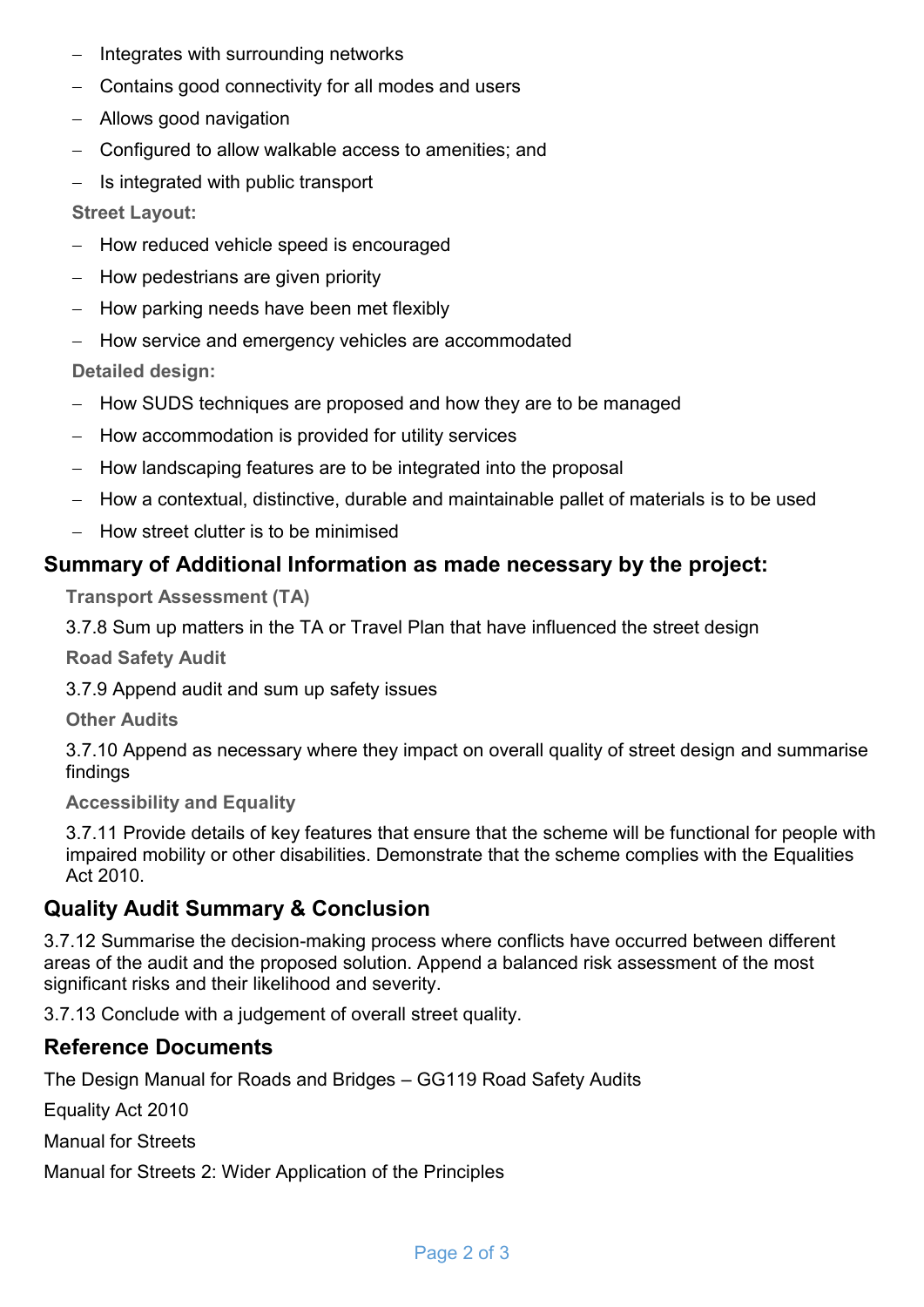- Integrates with surrounding networks
- Contains good connectivity for all modes and users
- Allows good navigation
- Configured to allow walkable access to amenities; and
- Is integrated with public transport

**Street Layout:**

- How reduced vehicle speed is encouraged
- How pedestrians are given priority
- How parking needs have been met flexibly
- How service and emergency vehicles are accommodated

**Detailed design:**

- How SUDS techniques are proposed and how they are to be managed
- How accommodation is provided for utility services
- How landscaping features are to be integrated into the proposal
- How a contextual, distinctive, durable and maintainable pallet of materials is to be used
- How street clutter is to be minimised

## Summary of Additional Information as made necessary by the project:

**Transport Assessment (TA)**

3.7.8 Sum up matters in the TA or Travel Plan that have influenced the street design

**Road Safety Audit**

3.7.9 Append audit and sum up safety issues

**Other Audits**

3.7.10 Append as necessary where they impact on overall quality of street design and summarise findings

**Accessibility and Equality**

3.7.11 Provide details of key features that ensure that the scheme will be functional for people with impaired mobility or other disabilities. Demonstrate that the scheme complies with the Equalities Act 2010.

## Quality Audit Summary & Conclusion

3.7.12 Summarise the decision-making process where conflicts have occurred between different areas of the audit and the proposed solution. Append a balanced risk assessment of the most significant risks and their likelihood and severity.

3.7.13 Conclude with a judgement of overall street quality.

## Reference Documents

The Design Manual for Roads and Bridges – GG119 Road Safety Audits

Equality Act 2010

Manual for Streets

Manual for Streets 2: Wider Application of the Principles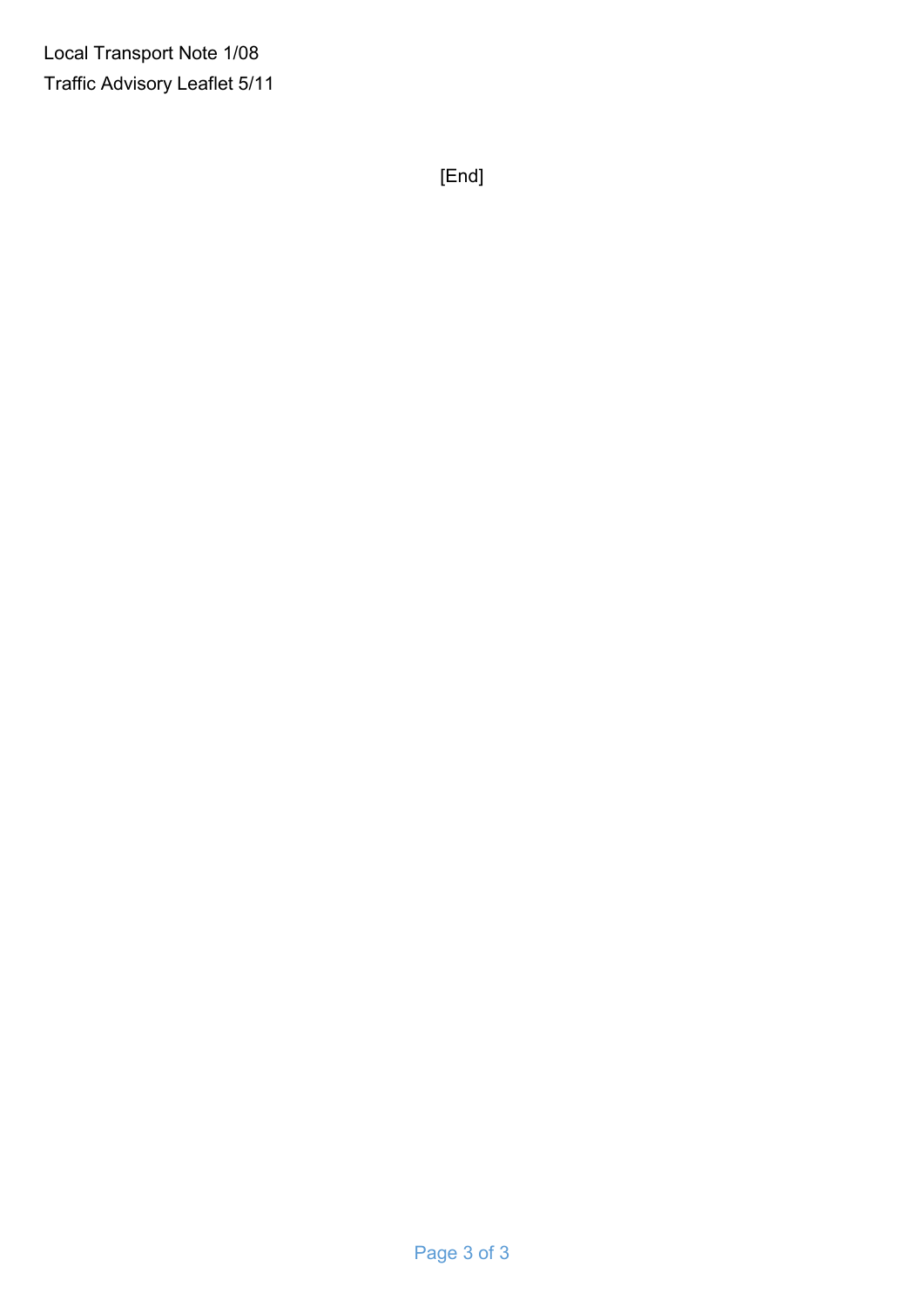Local Transport Note 1/08

Traffic Advisory Leaflet 5/11

[End]